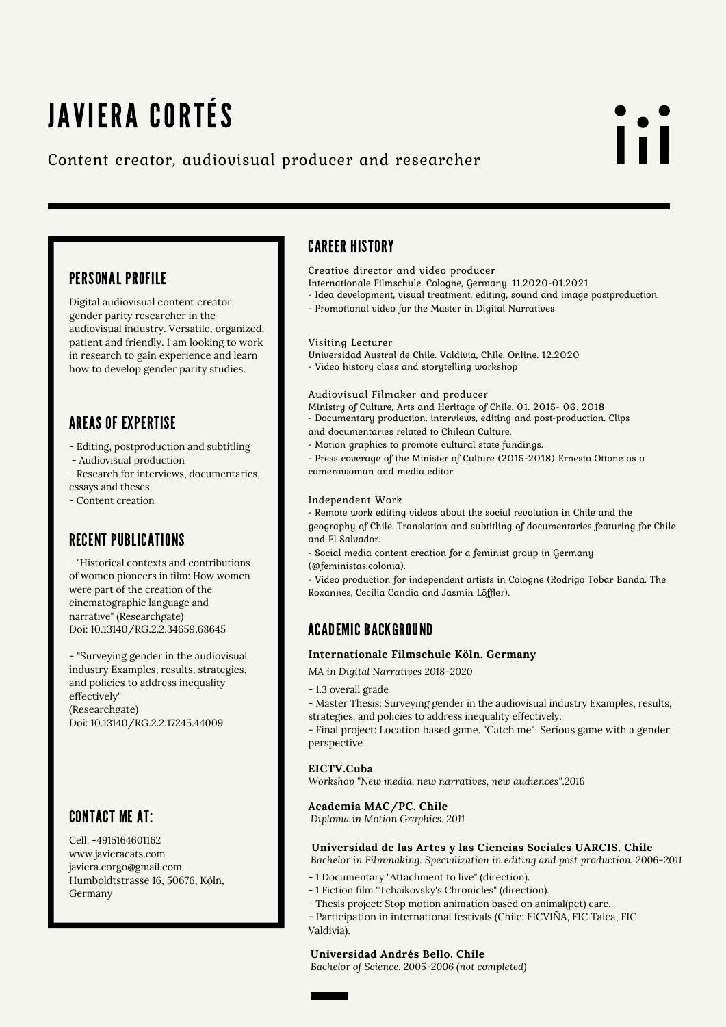# JAVIERA CORTÉS

Content creator, audiovisual producer and researcher

## PERSONAL PROFILE

Digital audiovisual content creator, gender parity researcher in the audiovisual industry. Versatile, organized, patient and friendly. I am looking to work in research to gain experience and learn how to develop gender parity studies.

## AREAS OF EXPERTISE

- Editing, postproduction and subtitling
- Audiovisual production
- Research for interviews, documentaries, essays and theses.
- Content creation

## RECENT PUBLICATIONS

- "Historical contexts and contributions of women pioneers in film: How women were part of the creation of the cinematographic language and narrative" (Researchgate)
Doi: 10.13140/RG.2.2.34659.68645

- "Surveying gender in the audiovisual industry Examples, results, strategies, and policies to address inequality effectively"
(Researchgate)
Doi: 10.13140/RG.2.2.17245.44009

## CONTACT ME AT:

Cell: +4915164601162
www.javieracats.com
javiera.corgo@gmail.com
Humboldtstrasse 16, 50676, Köln, Germany

## CAREER HISTORY

Creative director and video producer
Internationale Filmschule. Cologne, Germany. 11.2020-01.2021
- Idea development, visual treatment, editing, sound and image postproduction.
- Promotional video for the Master in Digital Narratives

Visiting Lecturer
Universidad Austral de Chile. Valdivia, Chile. Online. 12.2020
- Video history class and storytelling workshop

Audiovisual Filmaker and producer
Ministry of Culture, Arts and Heritage of Chile. 01. 2015- 06. 2018
- Documentary production, interviews, editing and post-production. Clips and documentaries related to Chilean Culture.
- Motion graphics to promote cultural state fundings.
- Press coverage of the Minister of Culture (2015-2018) Ernesto Ottone as a camerawoman and media editor.

Independent Work
- Remote work editing videos about the social revolution in Chile and the geography of Chile. Translation and subtitling of documentaries featuring for Chile and El Salvador.
- Social media content creation for a feminist group in Germany (@feministas.colonia).
- Video production for independent artists in Cologne (Rodrigo Tobar Banda, The Roxannes, Cecilia Candia and Jasmin Löffler).

## ACADEMIC BACKGROUND

**Internationale Filmschule Köln. Germany**
*MA in Digital Narratives 2018-2020*
- 1.3 overall grade
- Master Thesis: Surveying gender in the audiovisual industry Examples, results, strategies, and policies to address inequality effectively.
- Final project: Location based game. "Catch me". Serious game with a gender perspective

**EICTV.Cuba**
*Workshop "New media, new narratives, new audiences".2016*

**Academia MAC/PC. Chile**
*Diploma in Motion Graphics. 2011*

**Universidad de las Artes y las Ciencias Sociales UARCIS. Chile**
*Bachelor in Filmmaking. Specialization in editing and post production. 2006-2011*
- 1 Documentary "Attachment to live" (direction).
- 1 Fiction film "Tchaikovsky's Chronicles" (direction).
- Thesis project: Stop motion animation based on animal(pet) care.
- Participation in international festivals (Chile: FICVIÑA, FIC Talca, FIC Valdivia).

**Universidad Andrés Bello. Chile**
*Bachelor of Science. 2005-2006 (not completed)*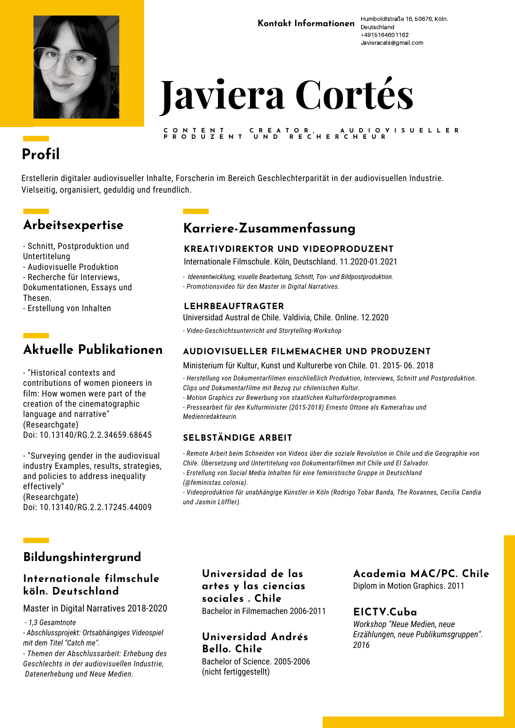**Kontakt Informationen**

Humboldtstraße 16, 50676, Köln.
Deutschland
+4915164601162
Javieracats@gmail.com

# Javiera Cortés

CONTENT CREATOR, AUDIOVISUELLER PRODUZENT UND RECHERCHEUR

## Profil

Erstellerin digitaler audiovisueller Inhalte, Forscherin im Bereich Geschlechterparität in der audiovisuellen Industrie. Vielseitig, organisiert, geduldig und freundlich.

## Arbeitsexpertise

- Schnitt, Postproduktion und Untertitelung
- Audiovisuelle Produktion
- Recherche für Interviews, Dokumentationen, Essays und Thesen.
- Erstellung von Inhalten

## Aktuelle Publikationen

- "Historical contexts and contributions of women pioneers in film: How women were part of the creation of the cinematographic language and narrative" (Researchgate)
Doi: 10.13140/RG.2.2.34659.68645

- "Surveying gender in the audiovisual industry Examples, results, strategies, and policies to address inequality effectively" (Researchgate)
Doi: 10.13140/RG.2.2.17245.44009

## Karriere-Zusammenfassung

### KREATIVDIREKTOR UND VIDEOPRODUZENT

Internationale Filmschule. Köln, Deutschland. 11.2020-01.2021

*- Ideenentwicklung, visuelle Bearbeitung, Schnitt, Ton- und Bildpostproduktion.*
*- Promotionsvideo für den Master in Digital Narratives.*

### LEHRBEAUFTRAGTER

Universidad Austral de Chile. Valdivia, Chile. Online. 12.2020

*- Video-Geschichtsunterricht und Storytelling-Workshop*

### AUDIOVISUELLER FILMEMACHER UND PRODUZENT

Ministerium für Kultur, Kunst und Kulturerbe von Chile. 01. 2015- 06. 2018

*- Herstellung von Dokumentarfilmen einschließlich Produktion, Interviews, Schnitt und Postproduktion. Clips und Dokumentarfilme mit Bezug zur chilenischen Kultur.*
*- Motion Graphics zur Bewerbung von staatlichen Kulturförderprogrammen.*
*- Pressearbeit für den Kulturminister (2015-2018) Ernesto Ottone als Kamerafrau und Medienredakteurin.*

### SELBSTÄNDIGE ARBEIT

*- Remote Arbeit beim Schneiden von Videos über die soziale Revolution in Chile und die Geographie von Chile. Übersetzung und Untertitelung von Dokumentarfilmen mit Chile und El Salvador.*
*- Erstellung von Social Media Inhalten für eine feministische Gruppe in Deutschland (@feministas.colonia).*
*- Videoproduktion für unabhängige Künstler in Köln (Rodrigo Tobar Banda, The Roxannes, Cecilia Candia und Jasmin Löffler).*

## Bildungshintergrund

### Internationale filmschule köln. Deutschland

Master in Digital Narratives 2018-2020

*- 1,3 Gesamtnote*
*- Abschlussprojekt: Ortsabhängiges Videospiel mit dem Titel "Catch me".*
*- Themen der Abschlussarbeit: Erhebung des Geschlechts in der audiovisuellen Industrie, Datenerhebung und Neue Medien.*

### Universidad de las artes y las ciencias sociales . Chile

Bachelor in Filmemachen 2006-2011

### Universidad Andrés Bello. Chile

Bachelor of Science. 2005-2006
(nicht fertiggestellt)

### Academia MAC/PC. Chile

Diplom in Motion Graphics. 2011

### EICTV.Cuba

*Workshop "Neue Medien, neue Erzählungen, neue Publikumsgruppen". 2016*